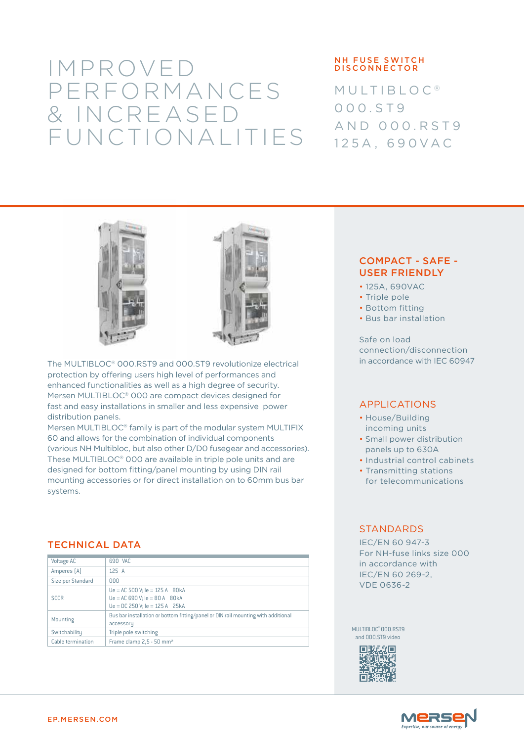# IMPROVED PERFORMANCES & INCREASED FUNCTIONALITIES

**NH FUSE SWITCH DISCONNECTOR**

## MULTIBLOC® 000.ST9 AND 000.RST9 125A, 690VAC

The MULTIBLOC® 000.RST9 and 000.ST9 revolutionize electrical protection by offering users high level of performances and enhanced functionalities as well as a high degree of security. Mersen MULTIBLOC® 000 are compact devices designed for fast and easy installations in smaller and less expensive power distribution panels.
Mersen MULTIBLOC® family is part of the modular system MULTIFIX 60 and allows for the combination of individual components (various NH Multibloc, but also other D/D0 fusegear and accessories).
These MULTIBLOC® 000 are available in triple pole units and are designed for bottom fitting/panel mounting by using DIN rail mounting accessories or for direct installation on to 60mm bus bar systems.

## TECHNICAL DATA

| | |
|---|---|
| Voltage AC | 690 VAC |
| Amperes (A) | 125 A |
| Size per Standard | 000 |
| SCCR | Ue = AC 500 V; Ie = 125 A 80kA<br>Ue = AC 690 V; Ie = 80 A 80kA<br>Ue = DC 250 V; Ie = 125 A 25kA |
| Mounting | Bus bar installation or bottom fitting/panel or DIN rail mounting with additional accessory |
| Switchability | Triple pole switching |
| Cable termination | Frame clamp 2,5 - 50 mm² |

## COMPACT - SAFE - USER FRIENDLY

- 125A, 690VAC
- Triple pole
- Bottom fitting
- Bus bar installation

Safe on load connection/disconnection in accordance with IEC 60947

## APPLICATIONS

- House/Building incoming units
- Small power distribution panels up to 630A
- Industrial control cabinets
- Transmitting stations for telecommunications

## STANDARDS

IEC/EN 60 947-3
For NH-fuse links size 000 in accordance with IEC/EN 60 269-2, VDE 0636-2

MULTIBLOC® 000.RST9 and 000.ST9 video

EP.MERSEN.COM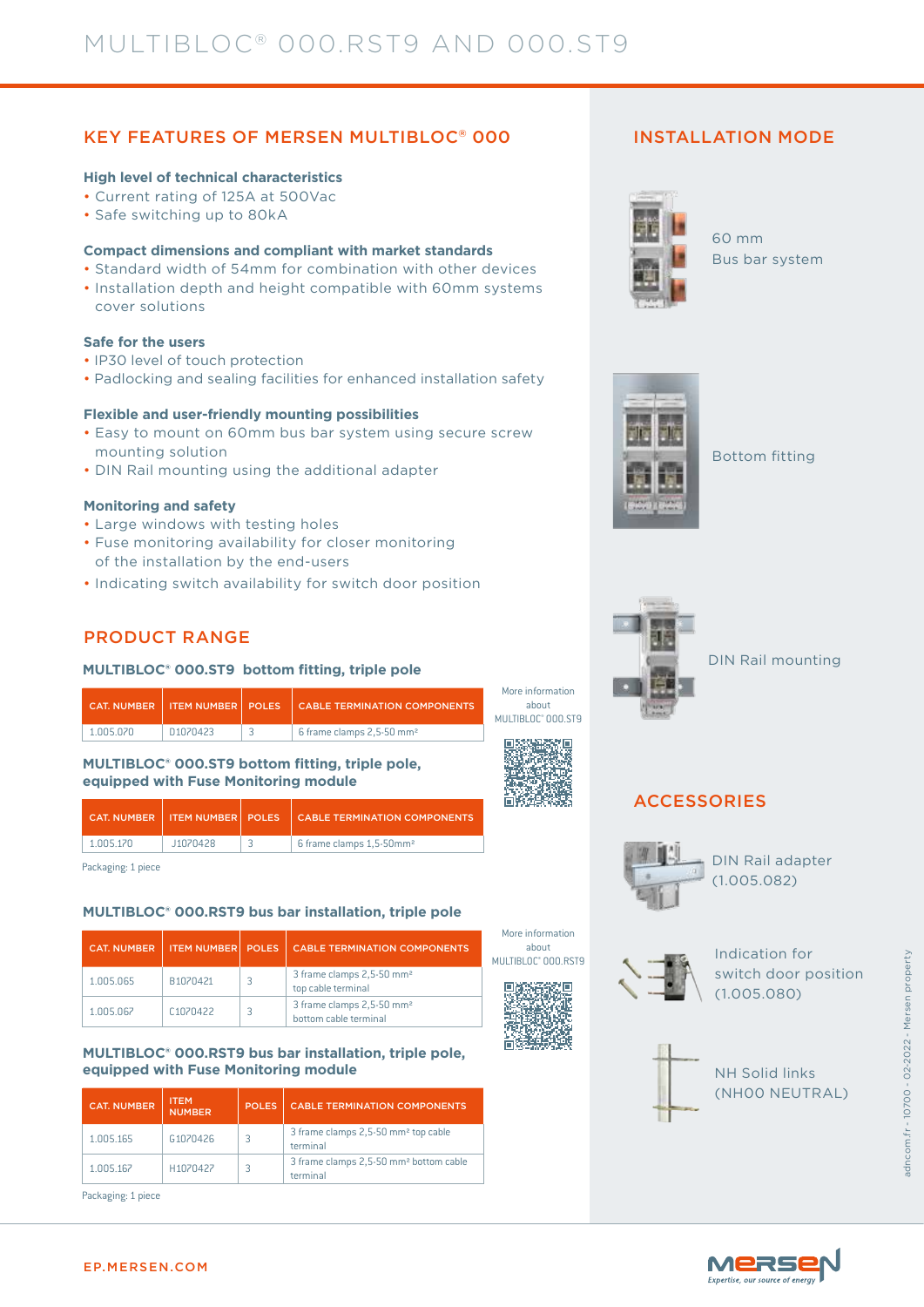# MULTIBLOC® 000.RST9 AND 000.ST9

## KEY FEATURES OF MERSEN MULTIBLOC® 000

**High level of technical characteristics**

- Current rating of 125A at 500Vac
- Safe switching up to 80kA

**Compact dimensions and compliant with market standards**

- Standard width of 54mm for combination with other devices
- Installation depth and height compatible with 60mm systems cover solutions

**Safe for the users**

- IP30 level of touch protection
- Padlocking and sealing facilities for enhanced installation safety

**Flexible and user-friendly mounting possibilities**

- Easy to mount on 60mm bus bar system using secure screw mounting solution
- DIN Rail mounting using the additional adapter

**Monitoring and safety**

- Large windows with testing holes
- Fuse monitoring availability for closer monitoring of the installation by the end-users
- Indicating switch availability for switch door position

## PRODUCT RANGE

### MULTIBLOC® 000.ST9 bottom fitting, triple pole

| CAT. NUMBER | ITEM NUMBER | POLES | CABLE TERMINATION COMPONENTS |
|---|---|---|---|
| 1.005.070 | D1070423 | 3 | 6 frame clamps 2,5-50 mm² |

More information about MULTIBLOC® 000.ST9

### MULTIBLOC® 000.ST9 bottom fitting, triple pole, equipped with Fuse Monitoring module

| CAT. NUMBER | ITEM NUMBER | POLES | CABLE TERMINATION COMPONENTS |
|---|---|---|---|
| 1.005.170 | J1070428 | 3 | 6 frame clamps 1,5-50mm² |

Packaging: 1 piece

### MULTIBLOC® 000.RST9 bus bar installation, triple pole

| CAT. NUMBER | ITEM NUMBER | POLES | CABLE TERMINATION COMPONENTS |
|---|---|---|---|
| 1.005.065 | B1070421 | 3 | 3 frame clamps 2,5-50 mm² top cable terminal |
| 1.005.067 | C1070422 | 3 | 3 frame clamps 2,5-50 mm² bottom cable terminal |

More information about MULTIBLOC® 000.RST9

### MULTIBLOC® 000.RST9 bus bar installation, triple pole, equipped with Fuse Monitoring module

| CAT. NUMBER | ITEM NUMBER | POLES | CABLE TERMINATION COMPONENTS |
|---|---|---|---|
| 1.005.165 | G1070426 | 3 | 3 frame clamps 2,5-50 mm² top cable terminal |
| 1.005.167 | H1070427 | 3 | 3 frame clamps 2,5-50 mm² bottom cable terminal |

Packaging: 1 piece

## INSTALLATION MODE

60 mm Bus bar system

Bottom fitting

DIN Rail mounting

## ACCESSORIES

DIN Rail adapter (1.005.082)

Indication for switch door position (1.005.080)

NH Solid links (NH00 NEUTRAL)

adncom.fr - 10700 - 02-2022 - Mersen property

EP.MERSEN.COM

MERSEN Expertise, our source of energy